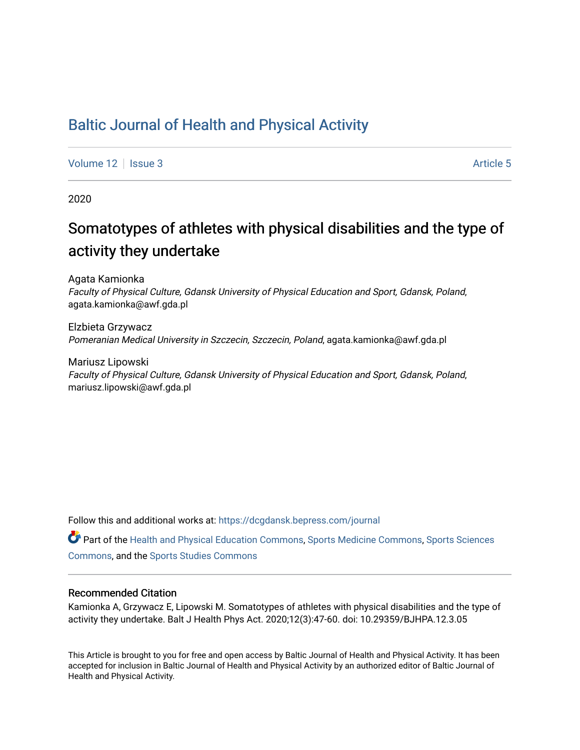# Baltic Journal of Health and Physical Activity

Volume 12 | Issue 3 Article 5

2020

## Somatotypes of athletes with physical disabilities and the type of activity they undertake

Agata Kamionka
*Faculty of Physical Culture, Gdansk University of Physical Education and Sport, Gdansk, Poland*, agata.kamionka@awf.gda.pl

Elzbieta Grzywacz
*Pomeranian Medical University in Szczecin, Szczecin, Poland*, agata.kamionka@awf.gda.pl

Mariusz Lipowski
*Faculty of Physical Culture, Gdansk University of Physical Education and Sport, Gdansk, Poland*, mariusz.lipowski@awf.gda.pl

Follow this and additional works at: https://dcgdansk.bepress.com/journal

Part of the Health and Physical Education Commons, Sports Medicine Commons, Sports Sciences Commons, and the Sports Studies Commons

### Recommended Citation

Kamionka A, Grzywacz E, Lipowski M. Somatotypes of athletes with physical disabilities and the type of activity they undertake. Balt J Health Phys Act. 2020;12(3):47-60. doi: 10.29359/BJHPA.12.3.05

This Article is brought to you for free and open access by Baltic Journal of Health and Physical Activity. It has been accepted for inclusion in Baltic Journal of Health and Physical Activity by an authorized editor of Baltic Journal of Health and Physical Activity.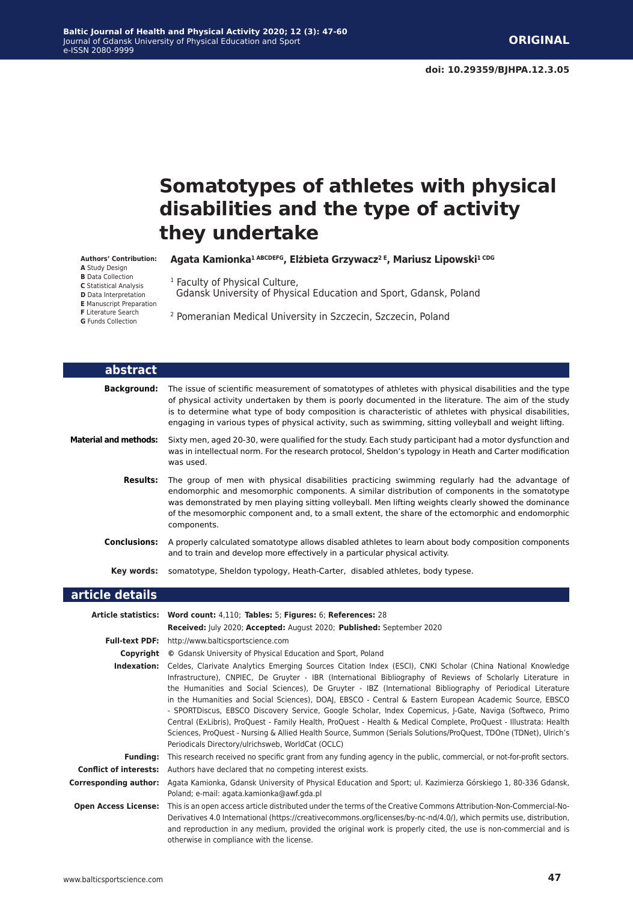**ORIGINAL**

**doi: 10.29359/BJHPA.12.3.05**

# Somatotypes of athletes with physical disabilities and the type of activity they undertake

**Authors' Contribution:**
**A** Study Design
**B** Data Collection
**C** Statistical Analysis
**D** Data Interpretation
**E** Manuscript Preparation
**F** Literature Search
**G** Funds Collection

**Agata Kamionka[1 ABCDEFG], Elżbieta Grzywacz[2 E], Mariusz Lipowski[1 CDG]**

[1] Faculty of Physical Culture, Gdansk University of Physical Education and Sport, Gdansk, Poland

[2] Pomeranian Medical University in Szczecin, Szczecin, Poland

## abstract

**Background:** The issue of scientific measurement of somatotypes of athletes with physical disabilities and the type of physical activity undertaken by them is poorly documented in the literature. The aim of the study is to determine what type of body composition is characteristic of athletes with physical disabilities, engaging in various types of physical activity, such as swimming, sitting volleyball and weight lifting.

**Material and methods:** Sixty men, aged 20-30, were qualified for the study. Each study participant had a motor dysfunction and was in intellectual norm. For the research protocol, Sheldon's typology in Heath and Carter modification was used.

**Results:** The group of men with physical disabilities practicing swimming regularly had the advantage of endomorphic and mesomorphic components. A similar distribution of components in the somatotype was demonstrated by men playing sitting volleyball. Men lifting weights clearly showed the dominance of the mesomorphic component and, to a small extent, the share of the ectomorphic and endomorphic components.

**Conclusions:** A properly calculated somatotype allows disabled athletes to learn about body composition components and to train and develop more effectively in a particular physical activity.

**Key words:** somatotype, Sheldon typology, Heath-Carter, disabled athletes, body typese.

## article details

**Article statistics:** **Word count:** 4,110; **Tables:** 5; **Figures:** 6; **References:** 28
**Received:** July 2020; **Accepted:** August 2020; **Published:** September 2020

**Full-text PDF:** http://www.balticsportscience.com

**Copyright** © Gdansk University of Physical Education and Sport, Poland

**Indexation:** Celdes, Clarivate Analytics Emerging Sources Citation Index (ESCI), CNKI Scholar (China National Knowledge Infrastructure), CNPIEC, De Gruyter - IBR (International Bibliography of Reviews of Scholarly Literature in the Humanities and Social Sciences), De Gruyter - IBZ (International Bibliography of Periodical Literature in the Humanities and Social Sciences), DOAJ, EBSCO - Central & Eastern European Academic Source, EBSCO - SPORTDiscus, EBSCO Discovery Service, Google Scholar, Index Copernicus, J-Gate, Naviga (Softweco, Primo Central (ExLibris), ProQuest - Family Health, ProQuest - Health & Medical Complete, ProQuest - Illustrata: Health Sciences, ProQuest - Nursing & Allied Health Source, Summon (Serials Solutions/ProQuest, TDOne (TDNet), Ulrich's Periodicals Directory/ulrichsweb, WorldCat (OCLC)

**Funding:** This research received no specific grant from any funding agency in the public, commercial, or not-for-profit sectors.

**Conflict of interests:** Authors have declared that no competing interest exists.

**Corresponding author:** Agata Kamionka, Gdansk University of Physical Education and Sport; ul. Kazimierza Górskiego 1, 80-336 Gdansk, Poland; e-mail: agata.kamionka@awf.gda.pl

**Open Access License:** This is an open access article distributed under the terms of the Creative Commons Attribution-Non-Commercial-No-Derivatives 4.0 International (https://creativecommons.org/licenses/by-nc-nd/4.0/), which permits use, distribution, and reproduction in any medium, provided the original work is properly cited, the use is non-commercial and is otherwise in compliance with the license.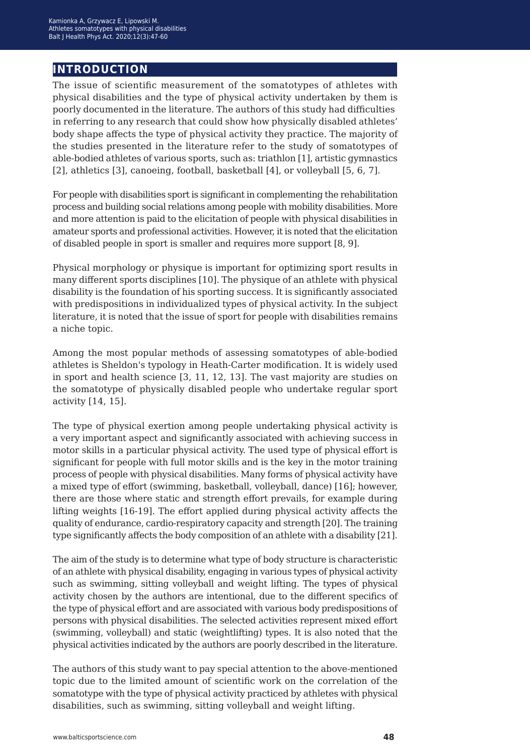## INTRODUCTION

The issue of scientific measurement of the somatotypes of athletes with physical disabilities and the type of physical activity undertaken by them is poorly documented in the literature. The authors of this study had difficulties in referring to any research that could show how physically disabled athletes' body shape affects the type of physical activity they practice. The majority of the studies presented in the literature refer to the study of somatotypes of able-bodied athletes of various sports, such as: triathlon [1], artistic gymnastics [2], athletics [3], canoeing, football, basketball [4], or volleyball [5, 6, 7].

For people with disabilities sport is significant in complementing the rehabilitation process and building social relations among people with mobility disabilities. More and more attention is paid to the elicitation of people with physical disabilities in amateur sports and professional activities. However, it is noted that the elicitation of disabled people in sport is smaller and requires more support [8, 9].

Physical morphology or physique is important for optimizing sport results in many different sports disciplines [10]. The physique of an athlete with physical disability is the foundation of his sporting success. It is significantly associated with predispositions in individualized types of physical activity. In the subject literature, it is noted that the issue of sport for people with disabilities remains a niche topic.

Among the most popular methods of assessing somatotypes of able-bodied athletes is Sheldon's typology in Heath-Carter modification. It is widely used in sport and health science [3, 11, 12, 13]. The vast majority are studies on the somatotype of physically disabled people who undertake regular sport activity [14, 15].

The type of physical exertion among people undertaking physical activity is a very important aspect and significantly associated with achieving success in motor skills in a particular physical activity. The used type of physical effort is significant for people with full motor skills and is the key in the motor training process of people with physical disabilities. Many forms of physical activity have a mixed type of effort (swimming, basketball, volleyball, dance) [16]; however, there are those where static and strength effort prevails, for example during lifting weights [16-19]. The effort applied during physical activity affects the quality of endurance, cardio-respiratory capacity and strength [20]. The training type significantly affects the body composition of an athlete with a disability [21].

The aim of the study is to determine what type of body structure is characteristic of an athlete with physical disability, engaging in various types of physical activity such as swimming, sitting volleyball and weight lifting. The types of physical activity chosen by the authors are intentional, due to the different specifics of the type of physical effort and are associated with various body predispositions of persons with physical disabilities. The selected activities represent mixed effort (swimming, volleyball) and static (weightlifting) types. It is also noted that the physical activities indicated by the authors are poorly described in the literature.

The authors of this study want to pay special attention to the above-mentioned topic due to the limited amount of scientific work on the correlation of the somatotype with the type of physical activity practiced by athletes with physical disabilities, such as swimming, sitting volleyball and weight lifting.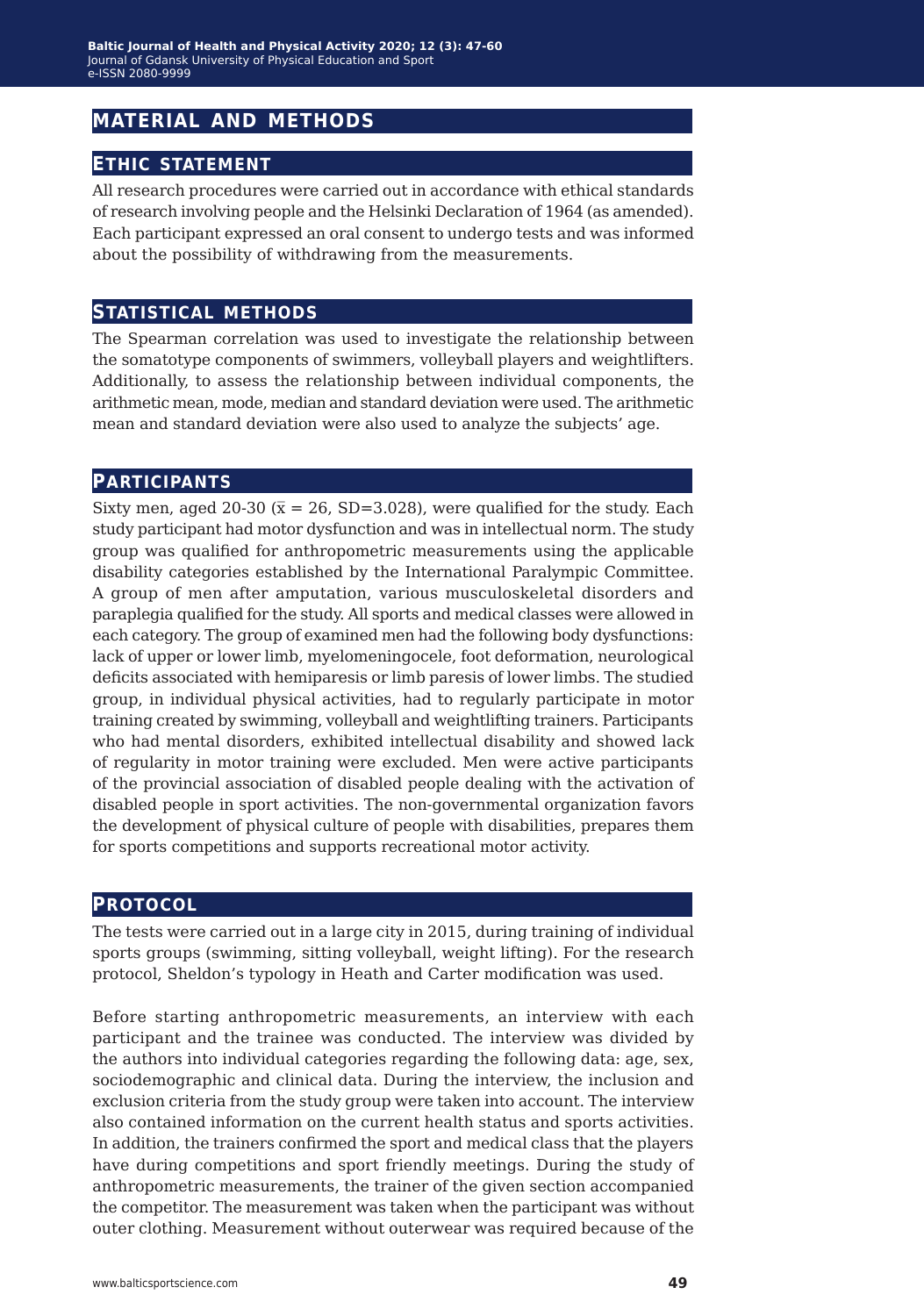# MATERIAL AND METHODS

## ETHIC STATEMENT

All research procedures were carried out in accordance with ethical standards of research involving people and the Helsinki Declaration of 1964 (as amended). Each participant expressed an oral consent to undergo tests and was informed about the possibility of withdrawing from the measurements.

## STATISTICAL METHODS

The Spearman correlation was used to investigate the relationship between the somatotype components of swimmers, volleyball players and weightlifters. Additionally, to assess the relationship between individual components, the arithmetic mean, mode, median and standard deviation were used. The arithmetic mean and standard deviation were also used to analyze the subjects' age.

## PARTICIPANTS

Sixty men, aged 20-30 ($\bar{x}$ = 26, SD=3.028), were qualified for the study. Each study participant had motor dysfunction and was in intellectual norm. The study group was qualified for anthropometric measurements using the applicable disability categories established by the International Paralympic Committee. A group of men after amputation, various musculoskeletal disorders and paraplegia qualified for the study. All sports and medical classes were allowed in each category. The group of examined men had the following body dysfunctions: lack of upper or lower limb, myelomeningocele, foot deformation, neurological deficits associated with hemiparesis or limb paresis of lower limbs. The studied group, in individual physical activities, had to regularly participate in motor training created by swimming, volleyball and weightlifting trainers. Participants who had mental disorders, exhibited intellectual disability and showed lack of regularity in motor training were excluded. Men were active participants of the provincial association of disabled people dealing with the activation of disabled people in sport activities. The non-governmental organization favors the development of physical culture of people with disabilities, prepares them for sports competitions and supports recreational motor activity.

## PROTOCOL

The tests were carried out in a large city in 2015, during training of individual sports groups (swimming, sitting volleyball, weight lifting). For the research protocol, Sheldon's typology in Heath and Carter modification was used.

Before starting anthropometric measurements, an interview with each participant and the trainee was conducted. The interview was divided by the authors into individual categories regarding the following data: age, sex, sociodemographic and clinical data. During the interview, the inclusion and exclusion criteria from the study group were taken into account. The interview also contained information on the current health status and sports activities. In addition, the trainers confirmed the sport and medical class that the players have during competitions and sport friendly meetings. During the study of anthropometric measurements, the trainer of the given section accompanied the competitor. The measurement was taken when the participant was without outer clothing. Measurement without outerwear was required because of the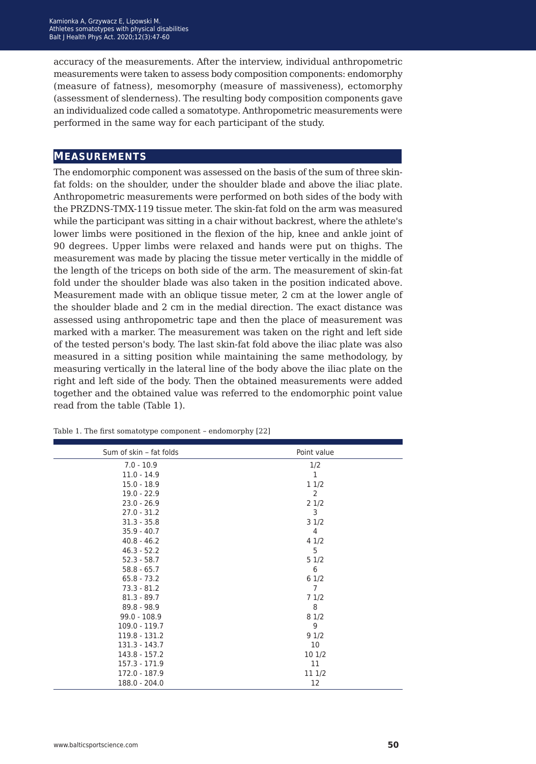accuracy of the measurements. After the interview, individual anthropometric measurements were taken to assess body composition components: endomorphy (measure of fatness), mesomorphy (measure of massiveness), ectomorphy (assessment of slenderness). The resulting body composition components gave an individualized code called a somatotype. Anthropometric measurements were performed in the same way for each participant of the study.

## Measurements

The endomorphic component was assessed on the basis of the sum of three skin-fat folds: on the shoulder, under the shoulder blade and above the iliac plate. Anthropometric measurements were performed on both sides of the body with the PRZDNS-TMX-119 tissue meter. The skin-fat fold on the arm was measured while the participant was sitting in a chair without backrest, where the athlete's lower limbs were positioned in the flexion of the hip, knee and ankle joint of 90 degrees. Upper limbs were relaxed and hands were put on thighs. The measurement was made by placing the tissue meter vertically in the middle of the length of the triceps on both side of the arm. The measurement of skin-fat fold under the shoulder blade was also taken in the position indicated above. Measurement made with an oblique tissue meter, 2 cm at the lower angle of the shoulder blade and 2 cm in the medial direction. The exact distance was assessed using anthropometric tape and then the place of measurement was marked with a marker. The measurement was taken on the right and left side of the tested person's body. The last skin-fat fold above the iliac plate was also measured in a sitting position while maintaining the same methodology, by measuring vertically in the lateral line of the body above the iliac plate on the right and left side of the body. Then the obtained measurements were added together and the obtained value was referred to the endomorphic point value read from the table (Table 1).

Table 1. The first somatotype component – endomorphy [22]

| Sum of skin – fat folds | Point value |
|---|---|
| 7.0 - 10.9 | 1/2 |
| 11.0 - 14.9 | 1 |
| 15.0 - 18.9 | 1 1/2 |
| 19.0 - 22.9 | 2 |
| 23.0 - 26.9 | 2 1/2 |
| 27.0 - 31.2 | 3 |
| 31.3 - 35.8 | 3 1/2 |
| 35.9 - 40.7 | 4 |
| 40.8 - 46.2 | 4 1/2 |
| 46.3 - 52.2 | 5 |
| 52.3 - 58.7 | 5 1/2 |
| 58.8 - 65.7 | 6 |
| 65.8 - 73.2 | 6 1/2 |
| 73.3 - 81.2 | 7 |
| 81.3 - 89.7 | 7 1/2 |
| 89.8 - 98.9 | 8 |
| 99.0 - 108.9 | 8 1/2 |
| 109.0 - 119.7 | 9 |
| 119.8 - 131.2 | 9 1/2 |
| 131.3 - 143.7 | 10 |
| 143.8 - 157.2 | 10 1/2 |
| 157.3 - 171.9 | 11 |
| 172.0 - 187.9 | 11 1/2 |
| 188.0 - 204.0 | 12 |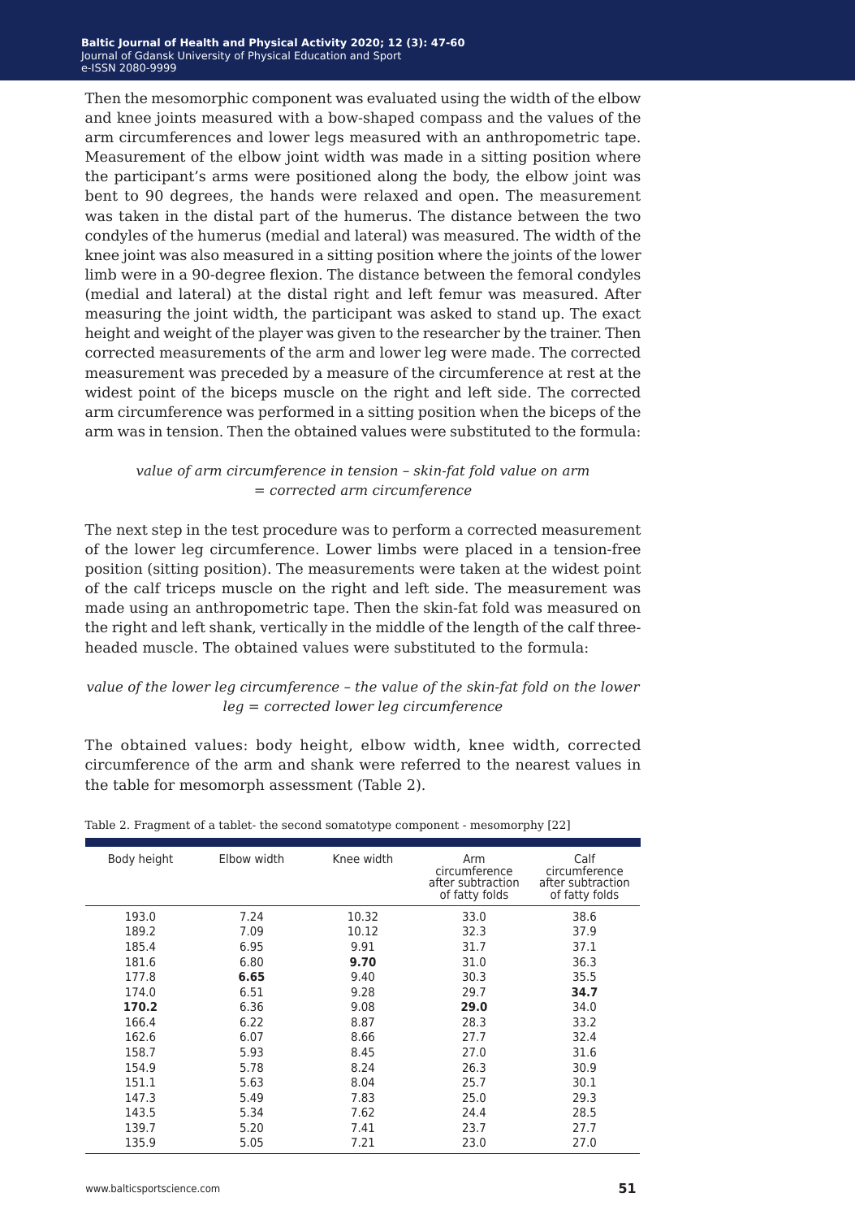Then the mesomorphic component was evaluated using the width of the elbow and knee joints measured with a bow-shaped compass and the values of the arm circumferences and lower legs measured with an anthropometric tape. Measurement of the elbow joint width was made in a sitting position where the participant's arms were positioned along the body, the elbow joint was bent to 90 degrees, the hands were relaxed and open. The measurement was taken in the distal part of the humerus. The distance between the two condyles of the humerus (medial and lateral) was measured. The width of the knee joint was also measured in a sitting position where the joints of the lower limb were in a 90-degree flexion. The distance between the femoral condyles (medial and lateral) at the distal right and left femur was measured. After measuring the joint width, the participant was asked to stand up. The exact height and weight of the player was given to the researcher by the trainer. Then corrected measurements of the arm and lower leg were made. The corrected measurement was preceded by a measure of the circumference at rest at the widest point of the biceps muscle on the right and left side. The corrected arm circumference was performed in a sitting position when the biceps of the arm was in tension. Then the obtained values were substituted to the formula:

*value of arm circumference in tension – skin-fat fold value on arm = corrected arm circumference*

The next step in the test procedure was to perform a corrected measurement of the lower leg circumference. Lower limbs were placed in a tension-free position (sitting position). The measurements were taken at the widest point of the calf triceps muscle on the right and left side. The measurement was made using an anthropometric tape. Then the skin-fat fold was measured on the right and left shank, vertically in the middle of the length of the calf three-headed muscle. The obtained values were substituted to the formula:

*value of the lower leg circumference – the value of the skin-fat fold on the lower leg = corrected lower leg circumference*

The obtained values: body height, elbow width, knee width, corrected circumference of the arm and shank were referred to the nearest values in the table for mesomorph assessment (Table 2).

Table 2. Fragment of a tablet- the second somatotype component - mesomorphy [22]

| Body height | Elbow width | Knee width | Arm circumference after subtraction of fatty folds | Calf circumference after subtraction of fatty folds |
|---|---|---|---|---|
| 193.0 | 7.24 | 10.32 | 33.0 | 38.6 |
| 189.2 | 7.09 | 10.12 | 32.3 | 37.9 |
| 185.4 | 6.95 | 9.91 | 31.7 | 37.1 |
| 181.6 | 6.80 | **9.70** | 31.0 | 36.3 |
| 177.8 | **6.65** | 9.40 | 30.3 | 35.5 |
| 174.0 | 6.51 | 9.28 | 29.7 | **34.7** |
| **170.2** | 6.36 | 9.08 | **29.0** | 34.0 |
| 166.4 | 6.22 | 8.87 | 28.3 | 33.2 |
| 162.6 | 6.07 | 8.66 | 27.7 | 32.4 |
| 158.7 | 5.93 | 8.45 | 27.0 | 31.6 |
| 154.9 | 5.78 | 8.24 | 26.3 | 30.9 |
| 151.1 | 5.63 | 8.04 | 25.7 | 30.1 |
| 147.3 | 5.49 | 7.83 | 25.0 | 29.3 |
| 143.5 | 5.34 | 7.62 | 24.4 | 28.5 |
| 139.7 | 5.20 | 7.41 | 23.7 | 27.7 |
| 135.9 | 5.05 | 7.21 | 23.0 | 27.0 |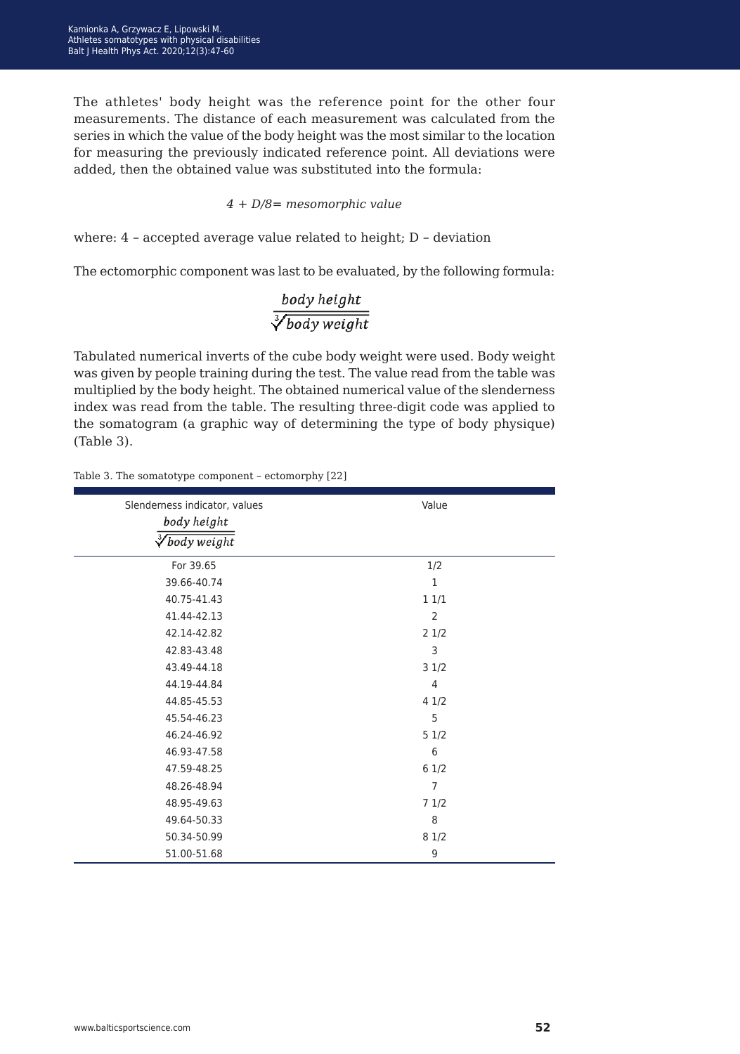The athletes' body height was the reference point for the other four measurements. The distance of each measurement was calculated from the series in which the value of the body height was the most similar to the location for measuring the previously indicated reference point. All deviations were added, then the obtained value was substituted into the formula:

$$4 + D/8 = \text{mesomorphic value}$$

where: 4 – accepted average value related to height; D – deviation

The ectomorphic component was last to be evaluated, by the following formula:

$$\frac{\text{body height}}{\sqrt[3]{\text{body weight}}}$$

Tabulated numerical inverts of the cube body weight were used. Body weight was given by people training during the test. The value read from the table was multiplied by the body height. The obtained numerical value of the slenderness index was read from the table. The resulting three-digit code was applied to the somatogram (a graphic way of determining the type of body physique) (Table 3).

Table 3. The somatotype component – ectomorphy [22]

| Slenderness indicator, values $\frac{\text{body height}}{\sqrt[3]{\text{body weight}}}$ | Value |
|---|---|
| For 39.65 | 1/2 |
| 39.66-40.74 | 1 |
| 40.75-41.43 | 1 1/1 |
| 41.44-42.13 | 2 |
| 42.14-42.82 | 2 1/2 |
| 42.83-43.48 | 3 |
| 43.49-44.18 | 3 1/2 |
| 44.19-44.84 | 4 |
| 44.85-45.53 | 4 1/2 |
| 45.54-46.23 | 5 |
| 46.24-46.92 | 5 1/2 |
| 46.93-47.58 | 6 |
| 47.59-48.25 | 6 1/2 |
| 48.26-48.94 | 7 |
| 48.95-49.63 | 7 1/2 |
| 49.64-50.33 | 8 |
| 50.34-50.99 | 8 1/2 |
| 51.00-51.68 | 9 |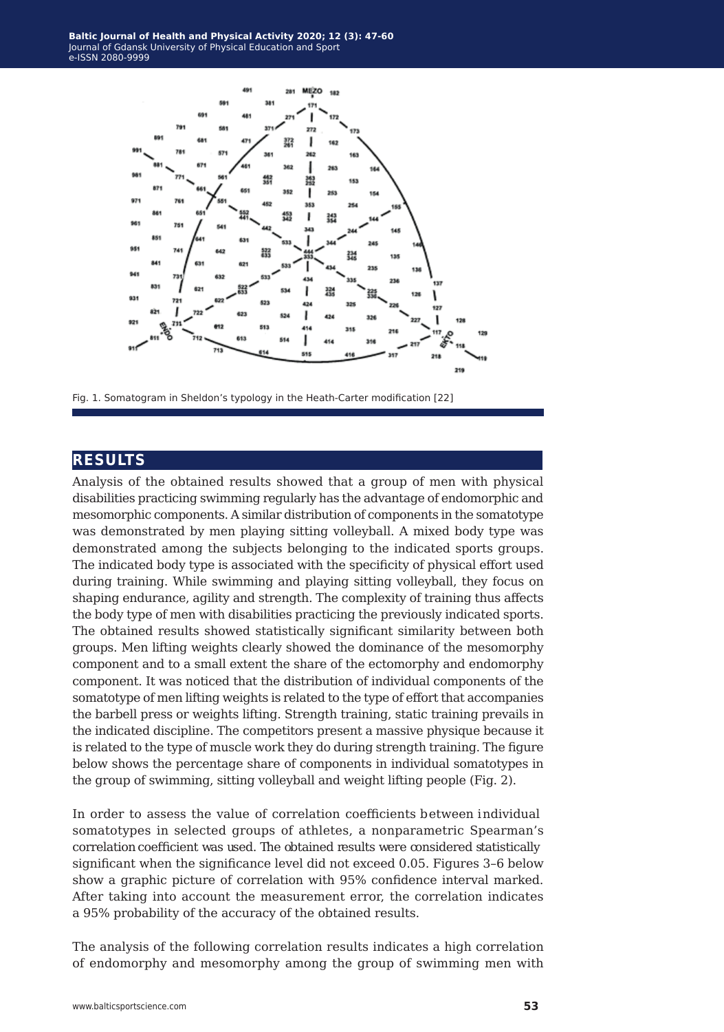Fig. 1. Somatogram in Sheldon's typology in the Heath-Carter modification [22]

## RESULTS

Analysis of the obtained results showed that a group of men with physical disabilities practicing swimming regularly has the advantage of endomorphic and mesomorphic components. A similar distribution of components in the somatotype was demonstrated by men playing sitting volleyball. A mixed body type was demonstrated among the subjects belonging to the indicated sports groups. The indicated body type is associated with the specificity of physical effort used during training. While swimming and playing sitting volleyball, they focus on shaping endurance, agility and strength. The complexity of training thus affects the body type of men with disabilities practicing the previously indicated sports. The obtained results showed statistically significant similarity between both groups. Men lifting weights clearly showed the dominance of the mesomorphy component and to a small extent the share of the ectomorphy and endomorphy component. It was noticed that the distribution of individual components of the somatotype of men lifting weights is related to the type of effort that accompanies the barbell press or weights lifting. Strength training, static training prevails in the indicated discipline. The competitors present a massive physique because it is related to the type of muscle work they do during strength training. The figure below shows the percentage share of components in individual somatotypes in the group of swimming, sitting volleyball and weight lifting people (Fig. 2).

In order to assess the value of correlation coefficients between individual somatotypes in selected groups of athletes, a nonparametric Spearman's correlation coefficient was used. The obtained results were considered statistically significant when the significance level did not exceed 0.05. Figures 3–6 below show a graphic picture of correlation with 95% confidence interval marked. After taking into account the measurement error, the correlation indicates a 95% probability of the accuracy of the obtained results.

The analysis of the following correlation results indicates a high correlation of endomorphy and mesomorphy among the group of swimming men with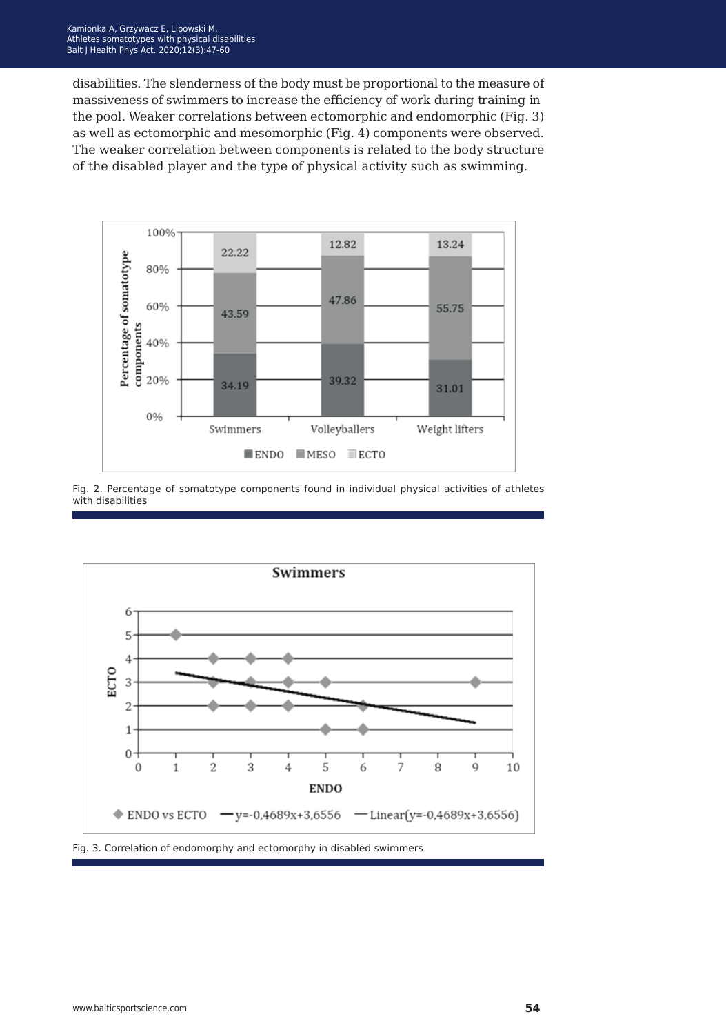disabilities. The slenderness of the body must be proportional to the measure of massiveness of swimmers to increase the efficiency of work during training in the pool. Weaker correlations between ectomorphic and endomorphic (Fig. 3) as well as ectomorphic and mesomorphic (Fig. 4) components were observed. The weaker correlation between components is related to the body structure of the disabled player and the type of physical activity such as swimming.

Fig. 2. Percentage of somatotype components found in individual physical activities of athletes with disabilities

Fig. 3. Correlation of endomorphy and ectomorphy in disabled swimmers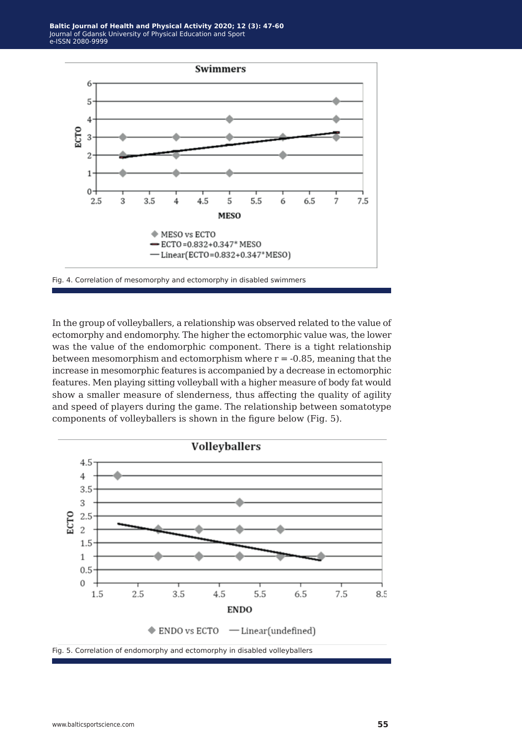Fig. 4. Correlation of mesomorphy and ectomorphy in disabled swimmers

In the group of volleyballers, a relationship was observed related to the value of ectomorphy and endomorphy. The higher the ectomorphic value was, the lower was the value of the endomorphic component. There is a tight relationship between mesomorphism and ectomorphism where r = -0.85, meaning that the increase in mesomorphic features is accompanied by a decrease in ectomorphic features. Men playing sitting volleyball with a higher measure of body fat would show a smaller measure of slenderness, thus affecting the quality of agility and speed of players during the game. The relationship between somatotype components of volleyballers is shown in the figure below (Fig. 5).

Fig. 5. Correlation of endomorphy and ectomorphy in disabled volleyballers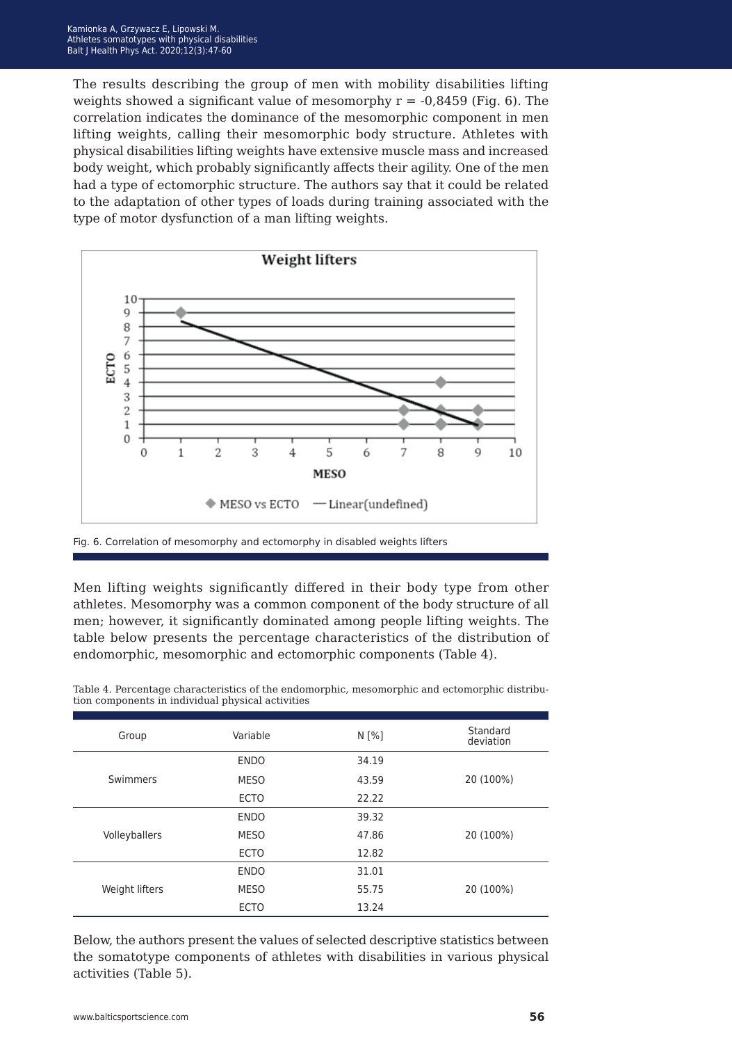The results describing the group of men with mobility disabilities lifting weights showed a significant value of mesomorphy r = -0,8459 (Fig. 6). The correlation indicates the dominance of the mesomorphic component in men lifting weights, calling their mesomorphic body structure. Athletes with physical disabilities lifting weights have extensive muscle mass and increased body weight, which probably significantly affects their agility. One of the men had a type of ectomorphic structure. The authors say that it could be related to the adaptation of other types of loads during training associated with the type of motor dysfunction of a man lifting weights.

Fig. 6. Correlation of mesomorphy and ectomorphy in disabled weights lifters

Men lifting weights significantly differed in their body type from other athletes. Mesomorphy was a common component of the body structure of all men; however, it significantly dominated among people lifting weights. The table below presents the percentage characteristics of the distribution of endomorphic, mesomorphic and ectomorphic components (Table 4).

Table 4. Percentage characteristics of the endomorphic, mesomorphic and ectomorphic distribution components in individual physical activities

| Group | Variable | N [%] | Standard deviation |
|---|---|---|---|
| Swimmers | ENDO | 34.19 | 20 (100%) |
| | MESO | 43.59 | |
| | ECTO | 22.22 | |
| Volleyballers | ENDO | 39.32 | 20 (100%) |
| | MESO | 47.86 | |
| | ECTO | 12.82 | |
| Weight lifters | ENDO | 31.01 | 20 (100%) |
| | MESO | 55.75 | |
| | ECTO | 13.24 | |

Below, the authors present the values of selected descriptive statistics between the somatotype components of athletes with disabilities in various physical activities (Table 5).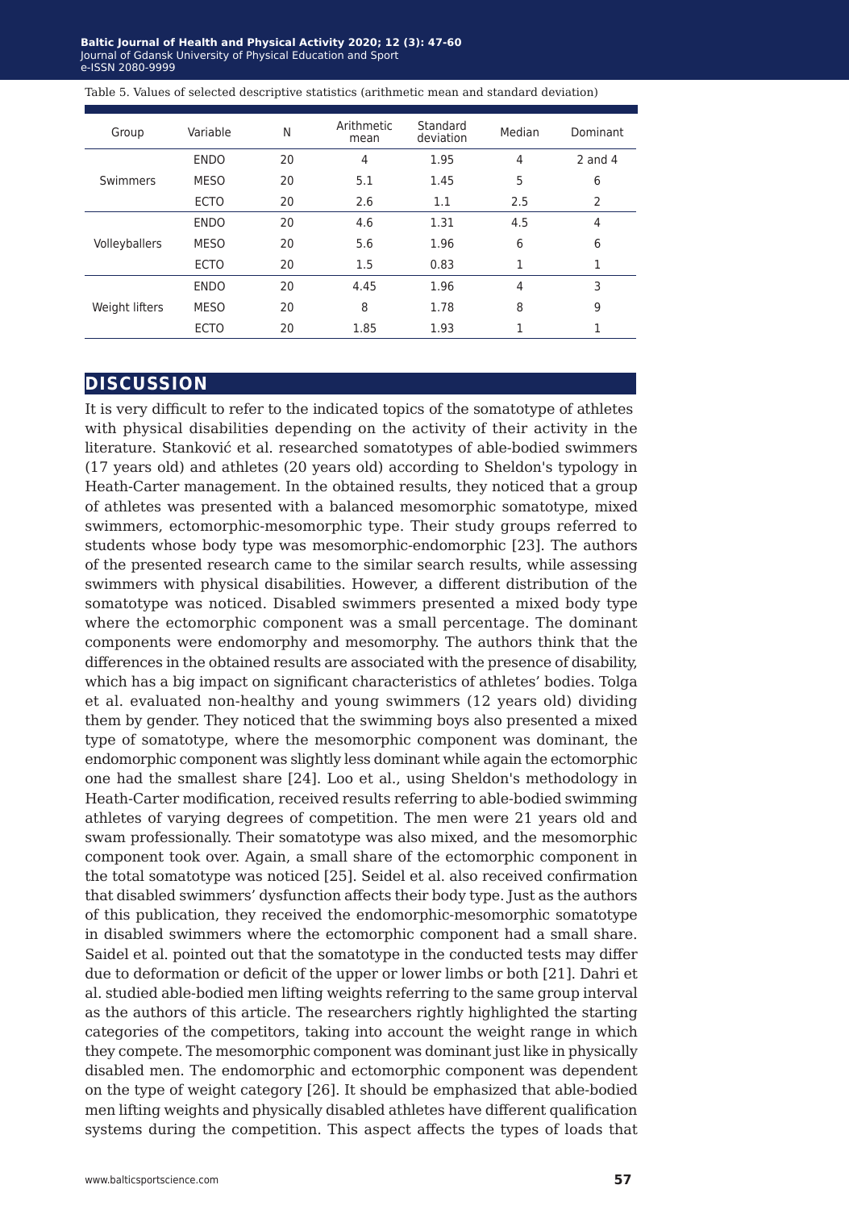Table 5. Values of selected descriptive statistics (arithmetic mean and standard deviation)

| Group | Variable | N | Arithmetic mean | Standard deviation | Median | Dominant |
|---|---|---|---|---|---|---|
| Swimmers | ENDO | 20 | 4 | 1.95 | 4 | 2 and 4 |
| | MESO | 20 | 5.1 | 1.45 | 5 | 6 |
| | ECTO | 20 | 2.6 | 1.1 | 2.5 | 2 |
| Volleyballers | ENDO | 20 | 4.6 | 1.31 | 4.5 | 4 |
| | MESO | 20 | 5.6 | 1.96 | 6 | 6 |
| | ECTO | 20 | 1.5 | 0.83 | 1 | 1 |
| Weight lifters | ENDO | 20 | 4.45 | 1.96 | 4 | 3 |
| | MESO | 20 | 8 | 1.78 | 8 | 9 |
| | ECTO | 20 | 1.85 | 1.93 | 1 | 1 |

## DISCUSSION

It is very difficult to refer to the indicated topics of the somatotype of athletes with physical disabilities depending on the activity of their activity in the literature. Stanković et al. researched somatotypes of able-bodied swimmers (17 years old) and athletes (20 years old) according to Sheldon's typology in Heath-Carter management. In the obtained results, they noticed that a group of athletes was presented with a balanced mesomorphic somatotype, mixed swimmers, ectomorphic-mesomorphic type. Their study groups referred to students whose body type was mesomorphic-endomorphic [23]. The authors of the presented research came to the similar search results, while assessing swimmers with physical disabilities. However, a different distribution of the somatotype was noticed. Disabled swimmers presented a mixed body type where the ectomorphic component was a small percentage. The dominant components were endomorphy and mesomorphy. The authors think that the differences in the obtained results are associated with the presence of disability, which has a big impact on significant characteristics of athletes' bodies. Tolga et al. evaluated non-healthy and young swimmers (12 years old) dividing them by gender. They noticed that the swimming boys also presented a mixed type of somatotype, where the mesomorphic component was dominant, the endomorphic component was slightly less dominant while again the ectomorphic one had the smallest share [24]. Loo et al., using Sheldon's methodology in Heath-Carter modification, received results referring to able-bodied swimming athletes of varying degrees of competition. The men were 21 years old and swam professionally. Their somatotype was also mixed, and the mesomorphic component took over. Again, a small share of the ectomorphic component in the total somatotype was noticed [25]. Seidel et al. also received confirmation that disabled swimmers' dysfunction affects their body type. Just as the authors of this publication, they received the endomorphic-mesomorphic somatotype in disabled swimmers where the ectomorphic component had a small share. Saidel et al. pointed out that the somatotype in the conducted tests may differ due to deformation or deficit of the upper or lower limbs or both [21]. Dahri et al. studied able-bodied men lifting weights referring to the same group interval as the authors of this article. The researchers rightly highlighted the starting categories of the competitors, taking into account the weight range in which they compete. The mesomorphic component was dominant just like in physically disabled men. The endomorphic and ectomorphic component was dependent on the type of weight category [26]. It should be emphasized that able-bodied men lifting weights and physically disabled athletes have different qualification systems during the competition. This aspect affects the types of loads that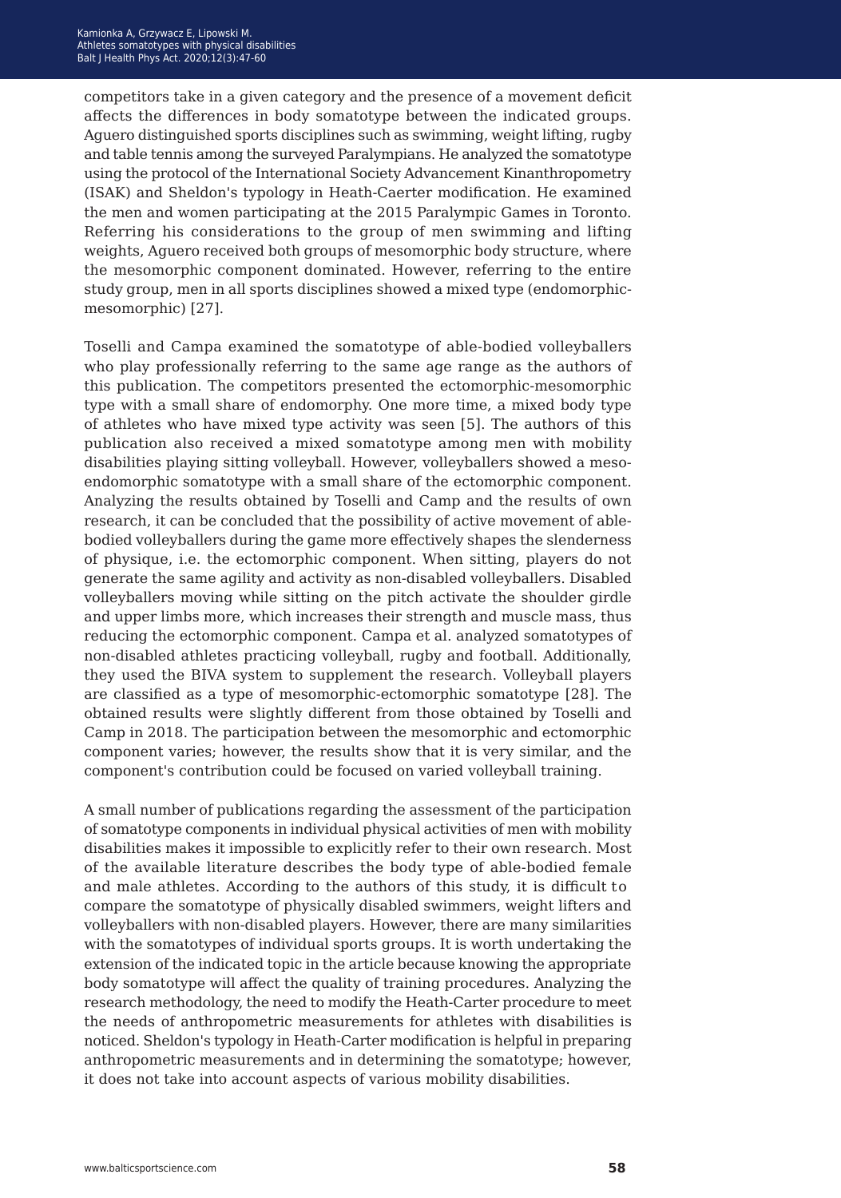competitors take in a given category and the presence of a movement deficit affects the differences in body somatotype between the indicated groups. Aguero distinguished sports disciplines such as swimming, weight lifting, rugby and table tennis among the surveyed Paralympians. He analyzed the somatotype using the protocol of the International Society Advancement Kinanthropometry (ISAK) and Sheldon's typology in Heath-Caerter modification. He examined the men and women participating at the 2015 Paralympic Games in Toronto. Referring his considerations to the group of men swimming and lifting weights, Aguero received both groups of mesomorphic body structure, where the mesomorphic component dominated. However, referring to the entire study group, men in all sports disciplines showed a mixed type (endomorphic-mesomorphic) [27].

Toselli and Campa examined the somatotype of able-bodied volleyballers who play professionally referring to the same age range as the authors of this publication. The competitors presented the ectomorphic-mesomorphic type with a small share of endomorphy. One more time, a mixed body type of athletes who have mixed type activity was seen [5]. The authors of this publication also received a mixed somatotype among men with mobility disabilities playing sitting volleyball. However, volleyballers showed a meso-endomorphic somatotype with a small share of the ectomorphic component. Analyzing the results obtained by Toselli and Camp and the results of own research, it can be concluded that the possibility of active movement of able-bodied volleyballers during the game more effectively shapes the slenderness of physique, i.e. the ectomorphic component. When sitting, players do not generate the same agility and activity as non-disabled volleyballers. Disabled volleyballers moving while sitting on the pitch activate the shoulder girdle and upper limbs more, which increases their strength and muscle mass, thus reducing the ectomorphic component. Campa et al. analyzed somatotypes of non-disabled athletes practicing volleyball, rugby and football. Additionally, they used the BIVA system to supplement the research. Volleyball players are classified as a type of mesomorphic-ectomorphic somatotype [28]. The obtained results were slightly different from those obtained by Toselli and Camp in 2018. The participation between the mesomorphic and ectomorphic component varies; however, the results show that it is very similar, and the component's contribution could be focused on varied volleyball training.

A small number of publications regarding the assessment of the participation of somatotype components in individual physical activities of men with mobility disabilities makes it impossible to explicitly refer to their own research. Most of the available literature describes the body type of able-bodied female and male athletes. According to the authors of this study, it is difficult to compare the somatotype of physically disabled swimmers, weight lifters and volleyballers with non-disabled players. However, there are many similarities with the somatotypes of individual sports groups. It is worth undertaking the extension of the indicated topic in the article because knowing the appropriate body somatotype will affect the quality of training procedures. Analyzing the research methodology, the need to modify the Heath-Carter procedure to meet the needs of anthropometric measurements for athletes with disabilities is noticed. Sheldon's typology in Heath-Carter modification is helpful in preparing anthropometric measurements and in determining the somatotype; however, it does not take into account aspects of various mobility disabilities.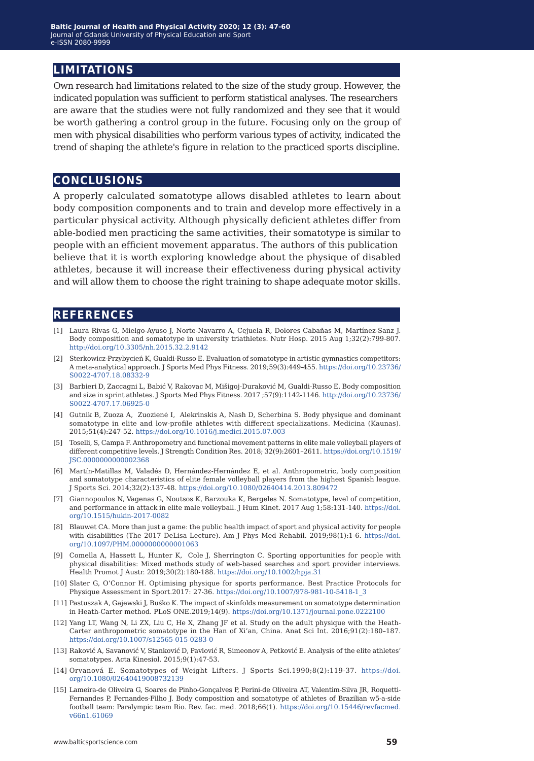## LIMITATIONS

Own research had limitations related to the size of the study group. However, the indicated population was sufficient to perform statistical analyses. The researchers are aware that the studies were not fully randomized and they see that it would be worth gathering a control group in the future. Focusing only on the group of men with physical disabilities who perform various types of activity, indicated the trend of shaping the athlete's figure in relation to the practiced sports discipline.

## CONCLUSIONS

A properly calculated somatotype allows disabled athletes to learn about body composition components and to train and develop more effectively in a particular physical activity. Although physically deficient athletes differ from able-bodied men practicing the same activities, their somatotype is similar to people with an efficient movement apparatus. The authors of this publication believe that it is worth exploring knowledge about the physique of disabled athletes, because it will increase their effectiveness during physical activity and will allow them to choose the right training to shape adequate motor skills.

## REFERENCES

[1] Laura Rivas G, Mielgo-Ayuso J, Norte-Navarro A, Cejuela R, Dolores Cabañas M, Martínez-Sanz J. Body composition and somatotype in university triathletes. Nutr Hosp. 2015 Aug 1;32(2):799-807. http://doi.org/10.3305/nh.2015.32.2.9142

[2] Sterkowicz-Przybycień K, Gualdi-Russo E. Evaluation of somatotype in artistic gymnastics competitors: A meta-analytical approach. J Sports Med Phys Fitness. 2019;59(3):449-455. https://doi.org/10.23736/S0022-4707.18.08332-9

[3] Barbieri D, Zaccagni L, Babić V, Rakovac M, Mišigoj-Duraković M, Gualdi-Russo E. Body composition and size in sprint athletes. J Sports Med Phys Fitness. 2017 ;57(9):1142-1146. http://doi.org/10.23736/S0022-4707.17.06925-0

[4] Gutnik B, Zuoza A, Zuozienė I, Alekrinskis A, Nash D, Scherbina S. Body physique and dominant somatotype in elite and low-profile athletes with different specializations. Medicina (Kaunas). 2015;51(4):247-52. https://doi.org/10.1016/j.medici.2015.07.003

[5] Toselli, S, Campa F. Anthropometry and functional movement patterns in elite male volleyball players of different competitive levels. J Strength Condition Res. 2018; 32(9):2601–2611. https://doi.org/10.1519/JSC.0000000000002368

[6] Martín-Matillas M, Valadés D, Hernández-Hernández E, et al. Anthropometric, body composition and somatotype characteristics of elite female volleyball players from the highest Spanish league. J Sports Sci. 2014;32(2):137-48. https://doi.org/10.1080/02640414.2013.809472

[7] Giannopoulos N, Vagenas G, Noutsos K, Barzouka K, Bergeles N. Somatotype, level of competition, and performance in attack in elite male volleyball. J Hum Kinet. 2017 Aug 1;58:131-140. https://doi.org/10.1515/hukin-2017-0082

[8] Blauwet CA. More than just a game: the public health impact of sport and physical activity for people with disabilities (The 2017 DeLisa Lecture). Am J Phys Med Rehabil. 2019;98(1):1-6. https://doi.org/10.1097/PHM.0000000000001063

[9] Comella A, Hassett L, Hunter K, Cole J, Sherrington C. Sporting opportunities for people with physical disabilities: Mixed methods study of web-based searches and sport provider interviews. Health Promot J Austr. 2019;30(2):180-188. https://doi.org/10.1002/hpja.31

[10] Slater G, O'Connor H. Optimising physique for sports performance. Best Practice Protocols for Physique Assessment in Sport.2017: 27-36. https://doi.org/10.1007/978-981-10-5418-1_3

[11] Pastuszak A, Gajewski J, Buśko K. The impact of skinfolds measurement on somatotype determination in Heath-Carter method. PLoS ONE.2019;14(9). https://doi.org/10.1371/journal.pone.0222100

[12] Yang LT, Wang N, Li ZX, Liu C, He X, Zhang JF et al. Study on the adult physique with the Heath-Carter anthropometric somatotype in the Han of Xi'an, China. Anat Sci Int. 2016;91(2):180–187. https://doi.org/10.1007/s12565-015-0283-0

[13] Raković A, Savanović V, Stanković D, Pavlović R, Simeonov A, Petković E. Analysis of the elite athletes' somatotypes. Acta Kinesiol. 2015;9(1):47-53.

[14] Orvanová E. Somatotypes of Weight Lifters. J Sports Sci.1990;8(2):119-37. https://doi.org/10.1080/02640419008732139

[15] Lameira-de Oliveira G, Soares de Pinho-Gonçalves P, Perini-de Oliveira AT, Valentim-Silva JR, Roquetti-Fernandes P, Fernandes-Filho J. Body composition and somatotype of athletes of Brazilian w5-a-side football team: Paralympic team Rio. Rev. fac. med. 2018;66(1). https://doi.org/10.15446/revfacmed.v66n1.61069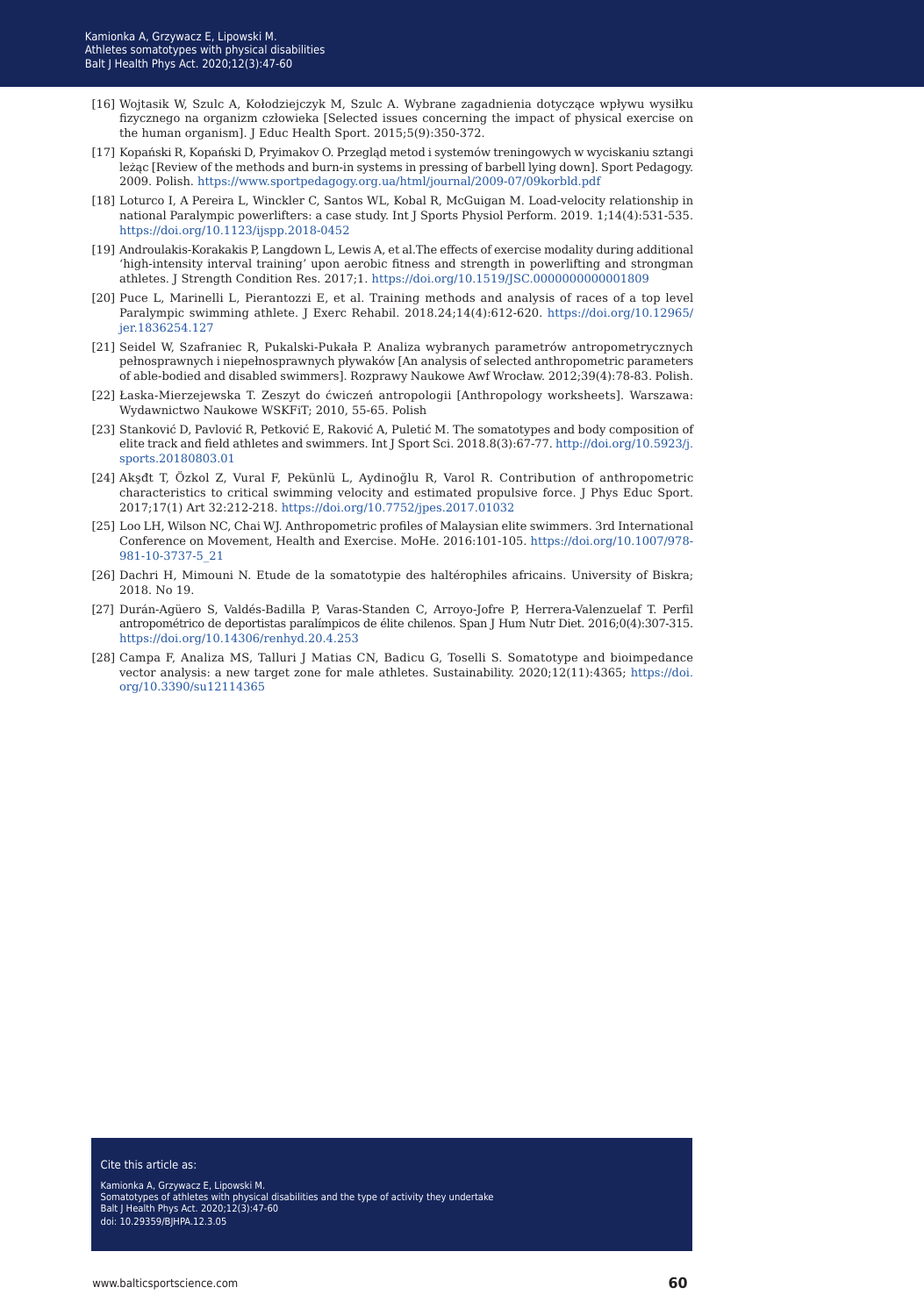[16] Wojtasik W, Szulc A, Kołodziejczyk M, Szulc A. Wybrane zagadnienia dotyczące wpływu wysiłku fizycznego na organizm człowieka [Selected issues concerning the impact of physical exercise on the human organism]. J Educ Health Sport. 2015;5(9):350-372.

[17] Kopański R, Kopański D, Pryimakov O. Przegląd metod i systemów treningowych w wyciskaniu sztangi leżąc [Review of the methods and burn-in systems in pressing of barbell lying down]. Sport Pedagogy. 2009. Polish. https://www.sportpedagogy.org.ua/html/journal/2009-07/09korbld.pdf

[18] Loturco I, A Pereira L, Winckler C, Santos WL, Kobal R, McGuigan M. Load-velocity relationship in national Paralympic powerlifters: a case study. Int J Sports Physiol Perform. 2019. 1;14(4):531-535. https://doi.org/10.1123/ijspp.2018-0452

[19] Androulakis-Korakakis P, Langdown L, Lewis A, et al.The effects of exercise modality during additional 'high-intensity interval training' upon aerobic fitness and strength in powerlifting and strongman athletes. J Strength Condition Res. 2017;1. https://doi.org/10.1519/JSC.0000000000001809

[20] Puce L, Marinelli L, Pierantozzi E, et al. Training methods and analysis of races of a top level Paralympic swimming athlete. J Exerc Rehabil. 2018.24;14(4):612-620. https://doi.org/10.12965/jer.1836254.127

[21] Seidel W, Szafraniec R, Pukalski-Pukała P. Analiza wybranych parametrów antropometrycznych pełnosprawnych i niepełnosprawnych pływaków [An analysis of selected anthropometric parameters of able-bodied and disabled swimmers]. Rozprawy Naukowe Awf Wrocław. 2012;39(4):78-83. Polish.

[22] Łaska-Mierzejewska T. Zeszyt do ćwiczeń antropologii [Anthropology worksheets]. Warszawa: Wydawnictwo Naukowe WSKFiT; 2010, 55-65. Polish

[23] Stanković D, Pavlović R, Petković E, Raković A, Puletić M. The somatotypes and body composition of elite track and field athletes and swimmers. Int J Sport Sci. 2018.8(3):67-77. http://doi.org/10.5923/j.sports.20180803.01

[24] Akşđt T, Özkol Z, Vural F, Pekünlü L, Aydinoğlu R, Varol R. Contribution of anthropometric characteristics to critical swimming velocity and estimated propulsive force. J Phys Educ Sport. 2017;17(1) Art 32:212-218. https://doi.org/10.7752/jpes.2017.01032

[25] Loo LH, Wilson NC, Chai WJ. Anthropometric profiles of Malaysian elite swimmers. 3rd International Conference on Movement, Health and Exercise. MoHe. 2016:101-105. https://doi.org/10.1007/978-981-10-3737-5_21

[26] Dachri H, Mimouni N. Etude de la somatotypie des haltérophiles africains. University of Biskra; 2018. No 19.

[27] Durán-Agüero S, Valdés-Badilla P, Varas-Standen C, Arroyo-Jofre P, Herrera-Valenzuelaf T. Perfil antropométrico de deportistas paralímpicos de élite chilenos. Span J Hum Nutr Diet. 2016;0(4):307-315. https://doi.org/10.14306/renhyd.20.4.253

[28] Campa F, Analiza MS, Talluri J Matias CN, Badicu G, Toselli S. Somatotype and bioimpedance vector analysis: a new target zone for male athletes. Sustainability. 2020;12(11):4365; https://doi.org/10.3390/su12114365

Cite this article as:

Kamionka A, Grzywacz E, Lipowski M.
Somatotypes of athletes with physical disabilities and the type of activity they undertake
Balt J Health Phys Act. 2020;12(3):47-60
doi: 10.29359/BJHPA.12.3.05